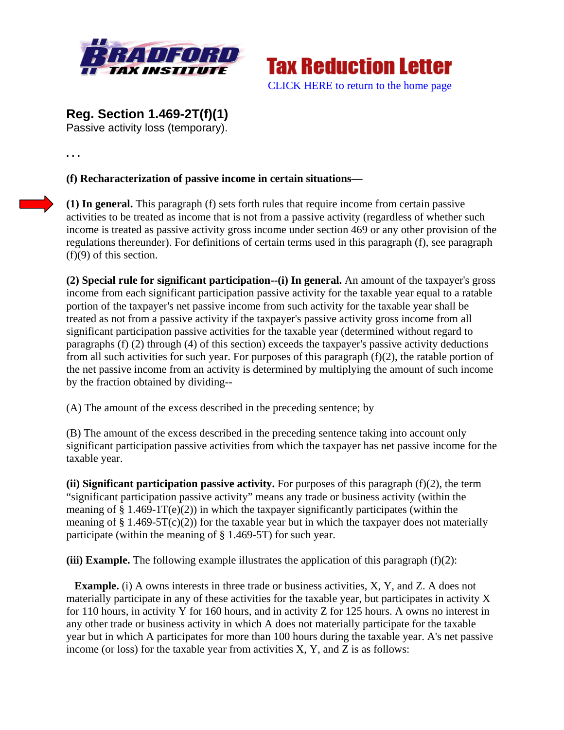**Tax Reduction Letter**

CLICK HERE to return to the home page

## Reg. Section 1.469-2T(f)(1)

Passive activity loss (temporary).

. . .

**(f) Recharacterization of passive income in certain situations—**

**(1) In general.** This paragraph (f) sets forth rules that require income from certain passive activities to be treated as income that is not from a passive activity (regardless of whether such income is treated as passive activity gross income under section 469 or any other provision of the regulations thereunder). For definitions of certain terms used in this paragraph (f), see paragraph (f)(9) of this section.

**(2) Special rule for significant participation--(i) In general.** An amount of the taxpayer's gross income from each significant participation passive activity for the taxable year equal to a ratable portion of the taxpayer's net passive income from such activity for the taxable year shall be treated as not from a passive activity if the taxpayer's passive activity gross income from all significant participation passive activities for the taxable year (determined without regard to paragraphs (f) (2) through (4) of this section) exceeds the taxpayer's passive activity deductions from all such activities for such year. For purposes of this paragraph (f)(2), the ratable portion of the net passive income from an activity is determined by multiplying the amount of such income by the fraction obtained by dividing--

(A) The amount of the excess described in the preceding sentence; by

(B) The amount of the excess described in the preceding sentence taking into account only significant participation passive activities from which the taxpayer has net passive income for the taxable year.

**(ii) Significant participation passive activity.** For purposes of this paragraph (f)(2), the term "significant participation passive activity" means any trade or business activity (within the meaning of § 1.469-1T(e)(2)) in which the taxpayer significantly participates (within the meaning of § 1.469-5T(c)(2)) for the taxable year but in which the taxpayer does not materially participate (within the meaning of § 1.469-5T) for such year.

**(iii) Example.** The following example illustrates the application of this paragraph (f)(2):

**Example.** (i) A owns interests in three trade or business activities, X, Y, and Z. A does not materially participate in any of these activities for the taxable year, but participates in activity X for 110 hours, in activity Y for 160 hours, and in activity Z for 125 hours. A owns no interest in any other trade or business activity in which A does not materially participate for the taxable year but in which A participates for more than 100 hours during the taxable year. A's net passive income (or loss) for the taxable year from activities X, Y, and Z is as follows: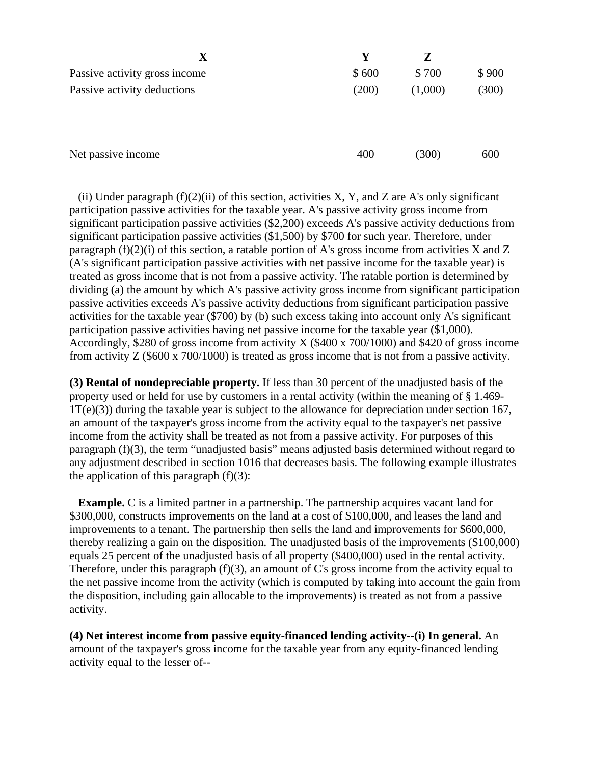| X | Y | Z | |
|---|---|---|---|
| Passive activity gross income | $ 600 | $ 700 | $ 900 |
| Passive activity deductions | (200) | (1,000) | (300) |
| Net passive income | 400 | (300) | 600 |

(ii) Under paragraph (f)(2)(ii) of this section, activities X, Y, and Z are A's only significant participation passive activities for the taxable year. A's passive activity gross income from significant participation passive activities ($2,200) exceeds A's passive activity deductions from significant participation passive activities ($1,500) by $700 for such year. Therefore, under paragraph (f)(2)(i) of this section, a ratable portion of A's gross income from activities X and Z (A's significant participation passive activities with net passive income for the taxable year) is treated as gross income that is not from a passive activity. The ratable portion is determined by dividing (a) the amount by which A's passive activity gross income from significant participation passive activities exceeds A's passive activity deductions from significant participation passive activities for the taxable year ($700) by (b) such excess taking into account only A's significant participation passive activities having net passive income for the taxable year ($1,000). Accordingly, $280 of gross income from activity X ($400 x 700/1000) and $420 of gross income from activity Z ($600 x 700/1000) is treated as gross income that is not from a passive activity.

**(3) Rental of nondepreciable property.** If less than 30 percent of the unadjusted basis of the property used or held for use by customers in a rental activity (within the meaning of § 1.469-1T(e)(3)) during the taxable year is subject to the allowance for depreciation under section 167, an amount of the taxpayer's gross income from the activity equal to the taxpayer's net passive income from the activity shall be treated as not from a passive activity. For purposes of this paragraph (f)(3), the term "unadjusted basis" means adjusted basis determined without regard to any adjustment described in section 1016 that decreases basis. The following example illustrates the application of this paragraph (f)(3):

**Example.** C is a limited partner in a partnership. The partnership acquires vacant land for $300,000, constructs improvements on the land at a cost of $100,000, and leases the land and improvements to a tenant. The partnership then sells the land and improvements for $600,000, thereby realizing a gain on the disposition. The unadjusted basis of the improvements ($100,000) equals 25 percent of the unadjusted basis of all property ($400,000) used in the rental activity. Therefore, under this paragraph (f)(3), an amount of C's gross income from the activity equal to the net passive income from the activity (which is computed by taking into account the gain from the disposition, including gain allocable to the improvements) is treated as not from a passive activity.

**(4) Net interest income from passive equity-financed lending activity--(i) In general.** An amount of the taxpayer's gross income for the taxable year from any equity-financed lending activity equal to the lesser of--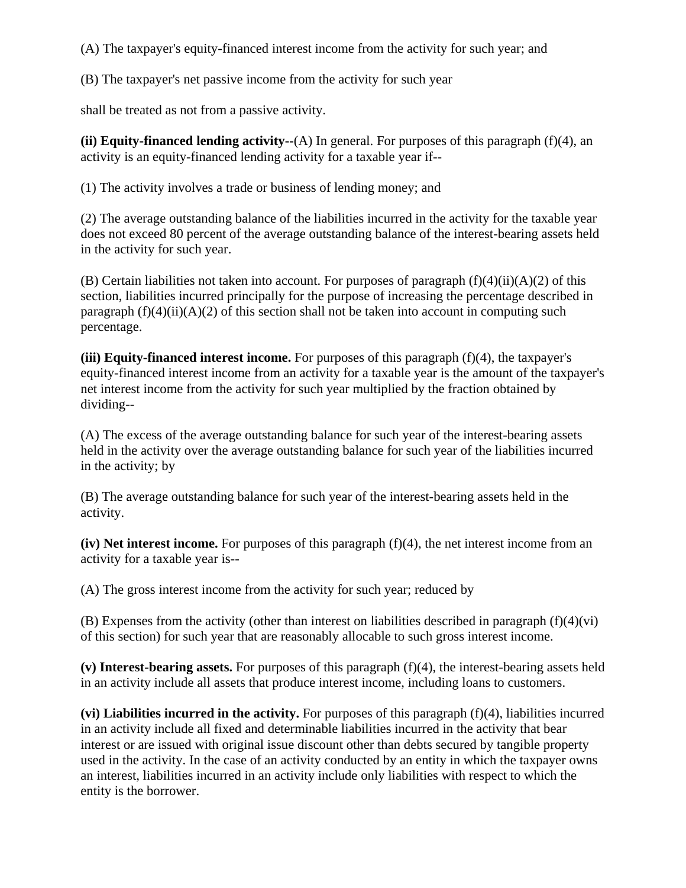(A) The taxpayer's equity-financed interest income from the activity for such year; and

(B) The taxpayer's net passive income from the activity for such year

shall be treated as not from a passive activity.

**(ii) Equity-financed lending activity--**(A) In general. For purposes of this paragraph (f)(4), an activity is an equity-financed lending activity for a taxable year if--

(1) The activity involves a trade or business of lending money; and

(2) The average outstanding balance of the liabilities incurred in the activity for the taxable year does not exceed 80 percent of the average outstanding balance of the interest-bearing assets held in the activity for such year.

(B) Certain liabilities not taken into account. For purposes of paragraph (f)(4)(ii)(A)(2) of this section, liabilities incurred principally for the purpose of increasing the percentage described in paragraph (f)(4)(ii)(A)(2) of this section shall not be taken into account in computing such percentage.

**(iii) Equity-financed interest income.** For purposes of this paragraph (f)(4), the taxpayer's equity-financed interest income from an activity for a taxable year is the amount of the taxpayer's net interest income from the activity for such year multiplied by the fraction obtained by dividing--

(A) The excess of the average outstanding balance for such year of the interest-bearing assets held in the activity over the average outstanding balance for such year of the liabilities incurred in the activity; by

(B) The average outstanding balance for such year of the interest-bearing assets held in the activity.

**(iv) Net interest income.** For purposes of this paragraph (f)(4), the net interest income from an activity for a taxable year is--

(A) The gross interest income from the activity for such year; reduced by

(B) Expenses from the activity (other than interest on liabilities described in paragraph (f)(4)(vi) of this section) for such year that are reasonably allocable to such gross interest income.

**(v) Interest-bearing assets.** For purposes of this paragraph (f)(4), the interest-bearing assets held in an activity include all assets that produce interest income, including loans to customers.

**(vi) Liabilities incurred in the activity.** For purposes of this paragraph (f)(4), liabilities incurred in an activity include all fixed and determinable liabilities incurred in the activity that bear interest or are issued with original issue discount other than debts secured by tangible property used in the activity. In the case of an activity conducted by an entity in which the taxpayer owns an interest, liabilities incurred in an activity include only liabilities with respect to which the entity is the borrower.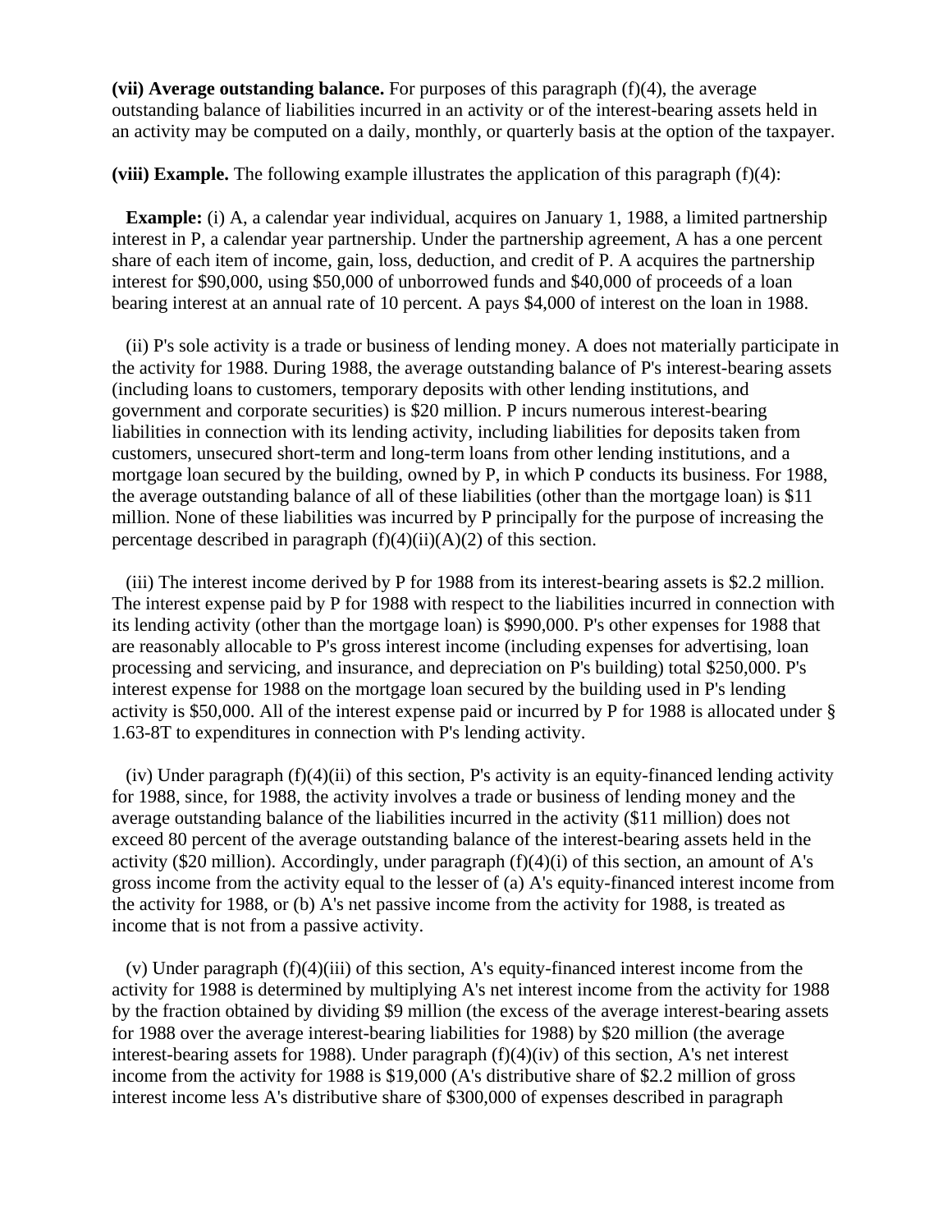**(vii) Average outstanding balance.** For purposes of this paragraph (f)(4), the average outstanding balance of liabilities incurred in an activity or of the interest-bearing assets held in an activity may be computed on a daily, monthly, or quarterly basis at the option of the taxpayer.

**(viii) Example.** The following example illustrates the application of this paragraph (f)(4):

**Example:** (i) A, a calendar year individual, acquires on January 1, 1988, a limited partnership interest in P, a calendar year partnership. Under the partnership agreement, A has a one percent share of each item of income, gain, loss, deduction, and credit of P. A acquires the partnership interest for $90,000, using $50,000 of unborrowed funds and $40,000 of proceeds of a loan bearing interest at an annual rate of 10 percent. A pays $4,000 of interest on the loan in 1988.

(ii) P's sole activity is a trade or business of lending money. A does not materially participate in the activity for 1988. During 1988, the average outstanding balance of P's interest-bearing assets (including loans to customers, temporary deposits with other lending institutions, and government and corporate securities) is $20 million. P incurs numerous interest-bearing liabilities in connection with its lending activity, including liabilities for deposits taken from customers, unsecured short-term and long-term loans from other lending institutions, and a mortgage loan secured by the building, owned by P, in which P conducts its business. For 1988, the average outstanding balance of all of these liabilities (other than the mortgage loan) is $11 million. None of these liabilities was incurred by P principally for the purpose of increasing the percentage described in paragraph (f)(4)(ii)(A)(2) of this section.

(iii) The interest income derived by P for 1988 from its interest-bearing assets is $2.2 million. The interest expense paid by P for 1988 with respect to the liabilities incurred in connection with its lending activity (other than the mortgage loan) is $990,000. P's other expenses for 1988 that are reasonably allocable to P's gross interest income (including expenses for advertising, loan processing and servicing, and insurance, and depreciation on P's building) total $250,000. P's interest expense for 1988 on the mortgage loan secured by the building used in P's lending activity is $50,000. All of the interest expense paid or incurred by P for 1988 is allocated under § 1.63-8T to expenditures in connection with P's lending activity.

(iv) Under paragraph (f)(4)(ii) of this section, P's activity is an equity-financed lending activity for 1988, since, for 1988, the activity involves a trade or business of lending money and the average outstanding balance of the liabilities incurred in the activity ($11 million) does not exceed 80 percent of the average outstanding balance of the interest-bearing assets held in the activity ($20 million). Accordingly, under paragraph (f)(4)(i) of this section, an amount of A's gross income from the activity equal to the lesser of (a) A's equity-financed interest income from the activity for 1988, or (b) A's net passive income from the activity for 1988, is treated as income that is not from a passive activity.

(v) Under paragraph (f)(4)(iii) of this section, A's equity-financed interest income from the activity for 1988 is determined by multiplying A's net interest income from the activity for 1988 by the fraction obtained by dividing $9 million (the excess of the average interest-bearing assets for 1988 over the average interest-bearing liabilities for 1988) by $20 million (the average interest-bearing assets for 1988). Under paragraph (f)(4)(iv) of this section, A's net interest income from the activity for 1988 is $19,000 (A's distributive share of $2.2 million of gross interest income less A's distributive share of $300,000 of expenses described in paragraph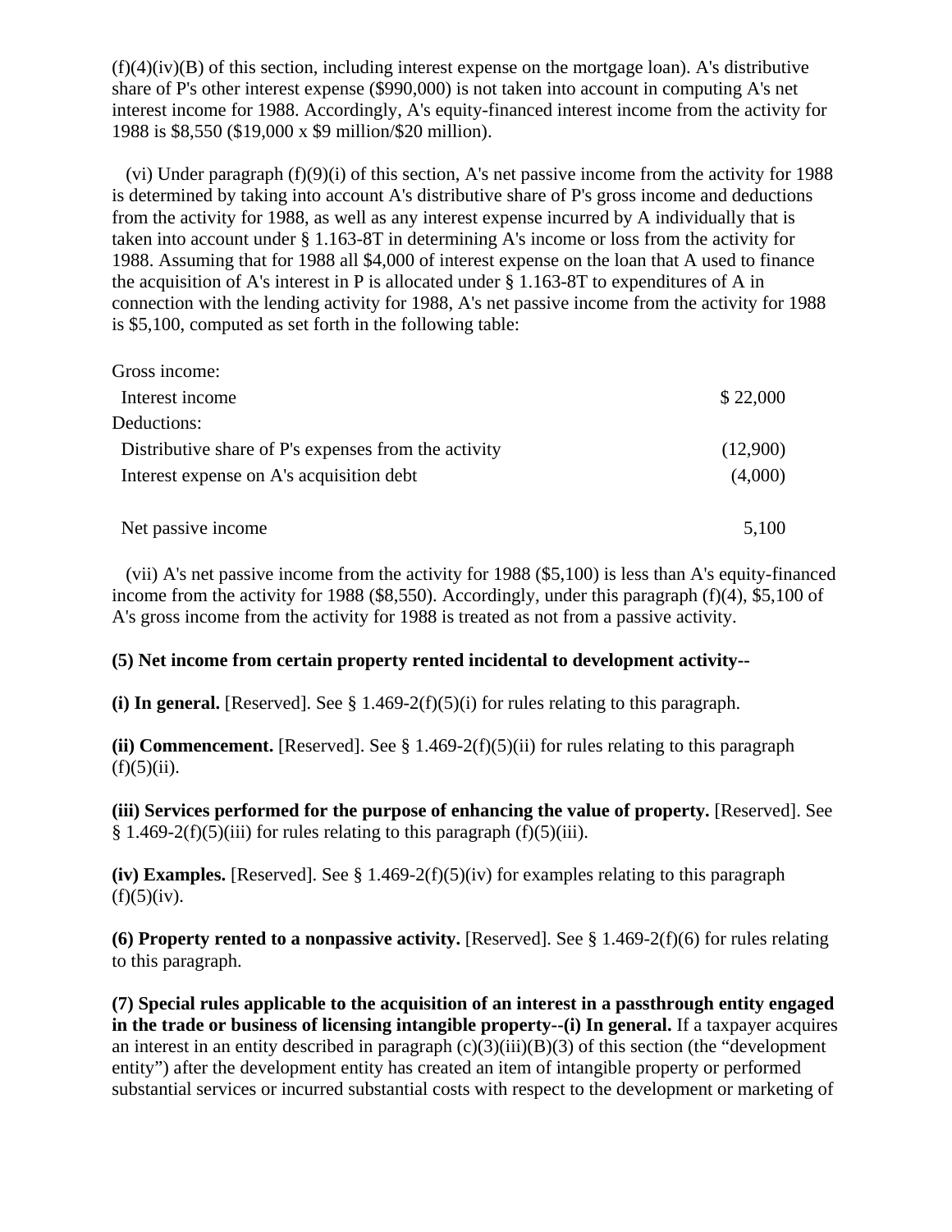(f)(4)(iv)(B) of this section, including interest expense on the mortgage loan). A's distributive share of P's other interest expense ($990,000) is not taken into account in computing A's net interest income for 1988. Accordingly, A's equity-financed interest income from the activity for 1988 is $8,550 ($19,000 x $9 million/$20 million).

(vi) Under paragraph (f)(9)(i) of this section, A's net passive income from the activity for 1988 is determined by taking into account A's distributive share of P's gross income and deductions from the activity for 1988, as well as any interest expense incurred by A individually that is taken into account under § 1.163-8T in determining A's income or loss from the activity for 1988. Assuming that for 1988 all $4,000 of interest expense on the loan that A used to finance the acquisition of A's interest in P is allocated under § 1.163-8T to expenditures of A in connection with the lending activity for 1988, A's net passive income from the activity for 1988 is $5,100, computed as set forth in the following table:

| | |
|---|---|
| Gross income: | |
| Interest income | $ 22,000 |
| Deductions: | |
| Distributive share of P's expenses from the activity | (12,900) |
| Interest expense on A's acquisition debt | (4,000) |
| Net passive income | 5,100 |

(vii) A's net passive income from the activity for 1988 ($5,100) is less than A's equity-financed income from the activity for 1988 ($8,550). Accordingly, under this paragraph (f)(4), $5,100 of A's gross income from the activity for 1988 is treated as not from a passive activity.

**(5) Net income from certain property rented incidental to development activity--**

**(i) In general.** [Reserved]. See § 1.469-2(f)(5)(i) for rules relating to this paragraph.

**(ii) Commencement.** [Reserved]. See § 1.469-2(f)(5)(ii) for rules relating to this paragraph (f)(5)(ii).

**(iii) Services performed for the purpose of enhancing the value of property.** [Reserved]. See § 1.469-2(f)(5)(iii) for rules relating to this paragraph (f)(5)(iii).

**(iv) Examples.** [Reserved]. See § 1.469-2(f)(5)(iv) for examples relating to this paragraph (f)(5)(iv).

**(6) Property rented to a nonpassive activity.** [Reserved]. See § 1.469-2(f)(6) for rules relating to this paragraph.

**(7) Special rules applicable to the acquisition of an interest in a passthrough entity engaged in the trade or business of licensing intangible property--(i) In general.** If a taxpayer acquires an interest in an entity described in paragraph (c)(3)(iii)(B)(3) of this section (the "development entity") after the development entity has created an item of intangible property or performed substantial services or incurred substantial costs with respect to the development or marketing of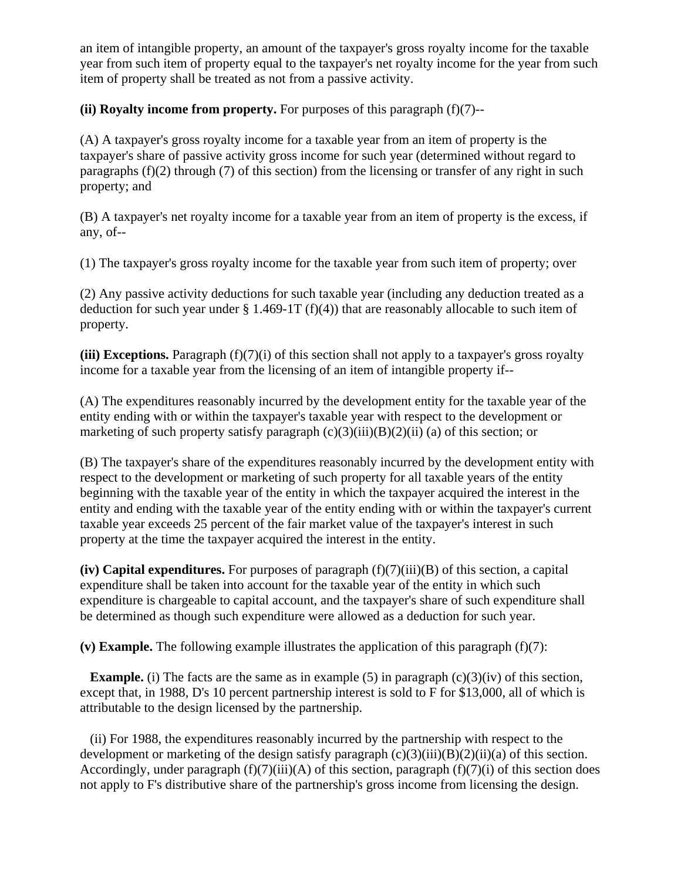an item of intangible property, an amount of the taxpayer's gross royalty income for the taxable year from such item of property equal to the taxpayer's net royalty income for the year from such item of property shall be treated as not from a passive activity.

**(ii) Royalty income from property.** For purposes of this paragraph (f)(7)--

(A) A taxpayer's gross royalty income for a taxable year from an item of property is the taxpayer's share of passive activity gross income for such year (determined without regard to paragraphs (f)(2) through (7) of this section) from the licensing or transfer of any right in such property; and

(B) A taxpayer's net royalty income for a taxable year from an item of property is the excess, if any, of--

(1) The taxpayer's gross royalty income for the taxable year from such item of property; over

(2) Any passive activity deductions for such taxable year (including any deduction treated as a deduction for such year under § 1.469-1T (f)(4)) that are reasonably allocable to such item of property.

**(iii) Exceptions.** Paragraph (f)(7)(i) of this section shall not apply to a taxpayer's gross royalty income for a taxable year from the licensing of an item of intangible property if--

(A) The expenditures reasonably incurred by the development entity for the taxable year of the entity ending with or within the taxpayer's taxable year with respect to the development or marketing of such property satisfy paragraph (c)(3)(iii)(B)(2)(ii) (a) of this section; or

(B) The taxpayer's share of the expenditures reasonably incurred by the development entity with respect to the development or marketing of such property for all taxable years of the entity beginning with the taxable year of the entity in which the taxpayer acquired the interest in the entity and ending with the taxable year of the entity ending with or within the taxpayer's current taxable year exceeds 25 percent of the fair market value of the taxpayer's interest in such property at the time the taxpayer acquired the interest in the entity.

**(iv) Capital expenditures.** For purposes of paragraph (f)(7)(iii)(B) of this section, a capital expenditure shall be taken into account for the taxable year of the entity in which such expenditure is chargeable to capital account, and the taxpayer's share of such expenditure shall be determined as though such expenditure were allowed as a deduction for such year.

**(v) Example.** The following example illustrates the application of this paragraph (f)(7):

**Example.** (i) The facts are the same as in example (5) in paragraph (c)(3)(iv) of this section, except that, in 1988, D's 10 percent partnership interest is sold to F for $13,000, all of which is attributable to the design licensed by the partnership.

(ii) For 1988, the expenditures reasonably incurred by the partnership with respect to the development or marketing of the design satisfy paragraph (c)(3)(iii)(B)(2)(ii)(a) of this section. Accordingly, under paragraph (f)(7)(iii)(A) of this section, paragraph (f)(7)(i) of this section does not apply to F's distributive share of the partnership's gross income from licensing the design.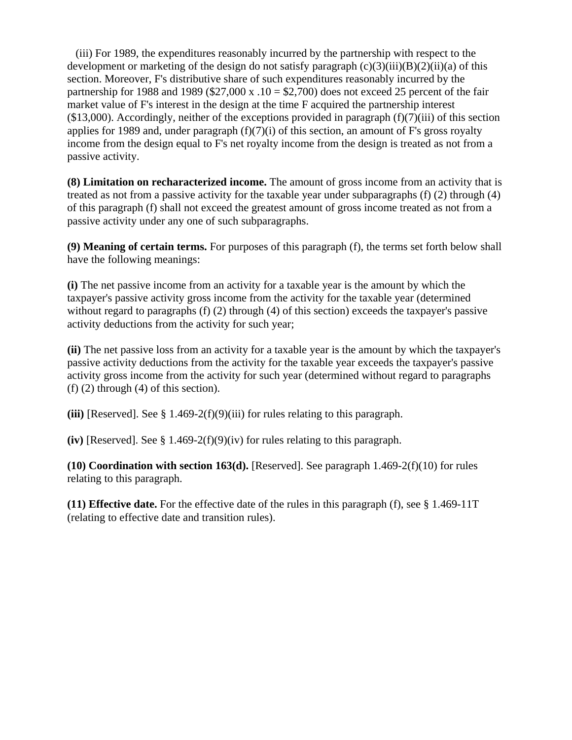(iii) For 1989, the expenditures reasonably incurred by the partnership with respect to the development or marketing of the design do not satisfy paragraph (c)(3)(iii)(B)(2)(ii)(a) of this section. Moreover, F's distributive share of such expenditures reasonably incurred by the partnership for 1988 and 1989 ($27,000 x .10 = $2,700) does not exceed 25 percent of the fair market value of F's interest in the design at the time F acquired the partnership interest ($13,000). Accordingly, neither of the exceptions provided in paragraph (f)(7)(iii) of this section applies for 1989 and, under paragraph (f)(7)(i) of this section, an amount of F's gross royalty income from the design equal to F's net royalty income from the design is treated as not from a passive activity.

**(8) Limitation on recharacterized income.** The amount of gross income from an activity that is treated as not from a passive activity for the taxable year under subparagraphs (f) (2) through (4) of this paragraph (f) shall not exceed the greatest amount of gross income treated as not from a passive activity under any one of such subparagraphs.

**(9) Meaning of certain terms.** For purposes of this paragraph (f), the terms set forth below shall have the following meanings:

**(i)** The net passive income from an activity for a taxable year is the amount by which the taxpayer's passive activity gross income from the activity for the taxable year (determined without regard to paragraphs (f) (2) through (4) of this section) exceeds the taxpayer's passive activity deductions from the activity for such year;

**(ii)** The net passive loss from an activity for a taxable year is the amount by which the taxpayer's passive activity deductions from the activity for the taxable year exceeds the taxpayer's passive activity gross income from the activity for such year (determined without regard to paragraphs (f) (2) through (4) of this section).

**(iii)** [Reserved]. See § 1.469-2(f)(9)(iii) for rules relating to this paragraph.

**(iv)** [Reserved]. See § 1.469-2(f)(9)(iv) for rules relating to this paragraph.

**(10) Coordination with section 163(d).** [Reserved]. See paragraph 1.469-2(f)(10) for rules relating to this paragraph.

**(11) Effective date.** For the effective date of the rules in this paragraph (f), see § 1.469-11T (relating to effective date and transition rules).